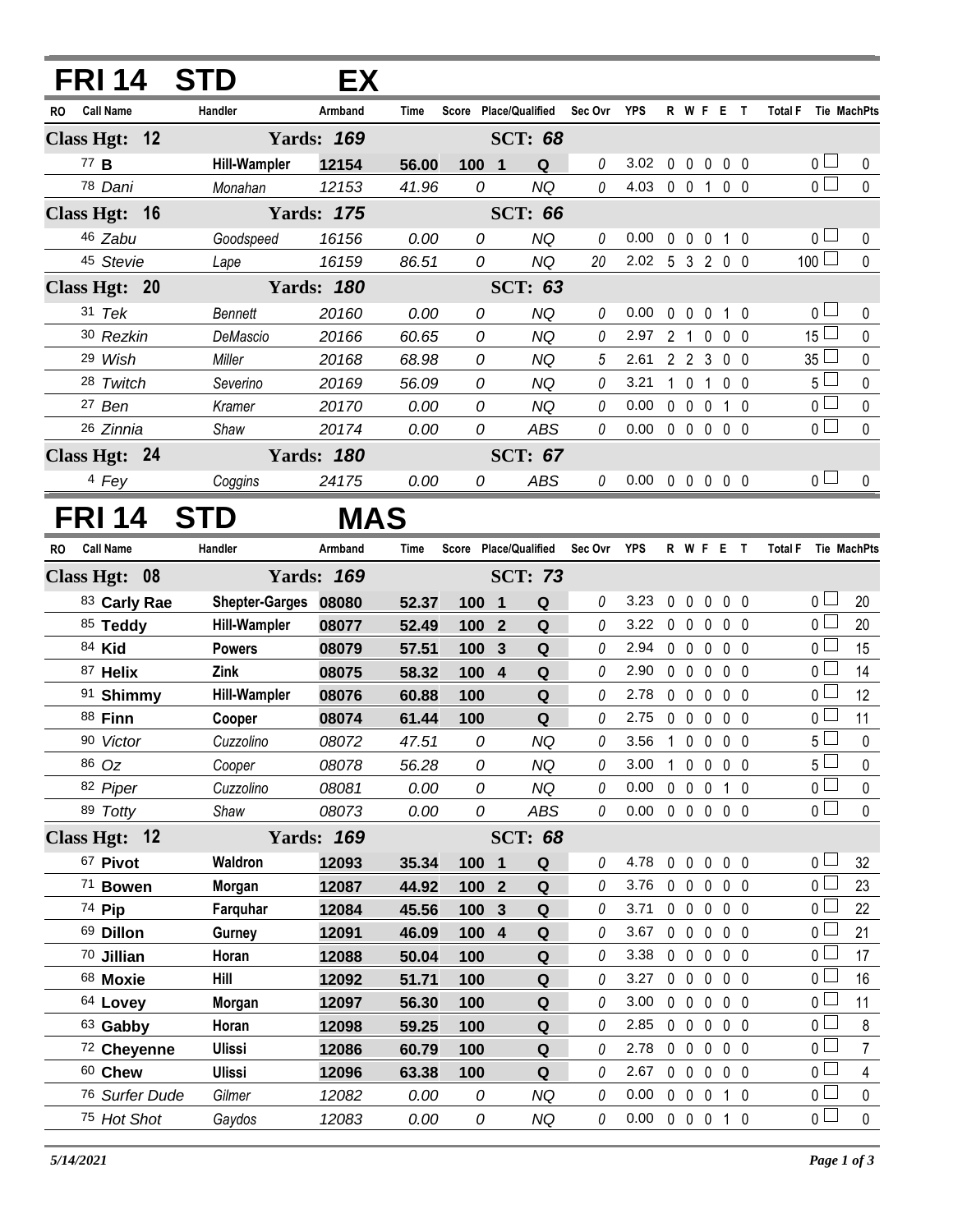# FRI 14 STD EX

| RO | Call Name | Handler | Armband | Time | Score | Place/Qualified | | Sec Ovr | YPS | R | W | F | E | T | Total F | Tie | MachPts |
|---|---|---|---|---|---|---|---|---|---|---|---|---|---|---|---|---|---|
| **Class Hgt: 12** | | **Yards: 169** | | | | **SCT: 68** | | | | | | | | | | | |
| 77 | **B** | **Hill-Wampler** | **12154** | **56.00** | **100** | **1** | **Q** | 0 | 3.02 | 0 | 0 | 0 | 0 | 0 | 0 | | 0 |
| 78 | *Dani* | *Monahan* | *12153* | *41.96* | *0* | | *NQ* | 0 | 4.03 | 0 | 0 | 1 | 0 | 0 | 0 | | 0 |
| **Class Hgt: 16** | | **Yards: 175** | | | | **SCT: 66** | | | | | | | | | | | |
| 46 | *Zabu* | *Goodspeed* | *16156* | *0.00* | *0* | | *NQ* | 0 | 0.00 | 0 | 0 | 0 | 1 | 0 | 0 | | 0 |
| 45 | *Stevie* | *Lape* | *16159* | *86.51* | *0* | | *NQ* | 20 | 2.02 | 5 | 3 | 2 | 0 | 0 | 100 | | 0 |
| **Class Hgt: 20** | | **Yards: 180** | | | | **SCT: 63** | | | | | | | | | | | |
| 31 | *Tek* | *Bennett* | *20160* | *0.00* | *0* | | *NQ* | 0 | 0.00 | 0 | 0 | 0 | 1 | 0 | 0 | | 0 |
| 30 | *Rezkin* | *DeMascio* | *20166* | *60.65* | *0* | | *NQ* | 0 | 2.97 | 2 | 1 | 0 | 0 | 0 | 15 | | 0 |
| 29 | *Wish* | *Miller* | *20168* | *68.98* | *0* | | *NQ* | 5 | 2.61 | 2 | 2 | 3 | 0 | 0 | 35 | | 0 |
| 28 | *Twitch* | *Severino* | *20169* | *56.09* | *0* | | *NQ* | 0 | 3.21 | 1 | 0 | 1 | 0 | 0 | 5 | | 0 |
| 27 | *Ben* | *Kramer* | *20170* | *0.00* | *0* | | *NQ* | 0 | 0.00 | 0 | 0 | 0 | 1 | 0 | 0 | | 0 |
| 26 | *Zinnia* | *Shaw* | *20174* | *0.00* | *0* | | *ABS* | 0 | 0.00 | 0 | 0 | 0 | 0 | 0 | 0 | | 0 |
| **Class Hgt: 24** | | **Yards: 180** | | | | **SCT: 67** | | | | | | | | | | | |
| 4 | *Fey* | *Coggins* | *24175* | *0.00* | *0* | | *ABS* | 0 | 0.00 | 0 | 0 | 0 | 0 | 0 | 0 | | 0 |

# FRI 14 STD MAS

| RO | Call Name | Handler | Armband | Time | Score | Place/Qualified | | Sec Ovr | YPS | R | W | F | E | T | Total F | Tie | MachPts |
|---|---|---|---|---|---|---|---|---|---|---|---|---|---|---|---|---|---|
| **Class Hgt: 08** | | **Yards: 169** | | | | **SCT: 73** | | | | | | | | | | | |
| 83 | **Carly Rae** | **Shepter-Garges** | **08080** | **52.37** | **100** | **1** | **Q** | 0 | 3.23 | 0 | 0 | 0 | 0 | 0 | 0 | | 20 |
| 85 | **Teddy** | **Hill-Wampler** | **08077** | **52.49** | **100** | **2** | **Q** | 0 | 3.22 | 0 | 0 | 0 | 0 | 0 | 0 | | 20 |
| 84 | **Kid** | **Powers** | **08079** | **57.51** | **100** | **3** | **Q** | 0 | 2.94 | 0 | 0 | 0 | 0 | 0 | 0 | | 15 |
| 87 | **Helix** | **Zink** | **08075** | **58.32** | **100** | **4** | **Q** | 0 | 2.90 | 0 | 0 | 0 | 0 | 0 | 0 | | 14 |
| 91 | **Shimmy** | **Hill-Wampler** | **08076** | **60.88** | **100** | | **Q** | 0 | 2.78 | 0 | 0 | 0 | 0 | 0 | 0 | | 12 |
| 88 | **Finn** | **Cooper** | **08074** | **61.44** | **100** | | **Q** | 0 | 2.75 | 0 | 0 | 0 | 0 | 0 | 0 | | 11 |
| 90 | *Victor* | *Cuzzolino* | *08072* | *47.51* | *0* | | *NQ* | 0 | 3.56 | 1 | 0 | 0 | 0 | 0 | 5 | | 0 |
| 86 | *Oz* | *Cooper* | *08078* | *56.28* | *0* | | *NQ* | 0 | 3.00 | 1 | 0 | 0 | 0 | 0 | 5 | | 0 |
| 82 | *Piper* | *Cuzzolino* | *08081* | *0.00* | *0* | | *NQ* | 0 | 0.00 | 0 | 0 | 0 | 1 | 0 | 0 | | 0 |
| 89 | *Totty* | *Shaw* | *08073* | *0.00* | *0* | | *ABS* | 0 | 0.00 | 0 | 0 | 0 | 0 | 0 | 0 | | 0 |
| **Class Hgt: 12** | | **Yards: 169** | | | | **SCT: 68** | | | | | | | | | | | |
| 67 | **Pivot** | **Waldron** | **12093** | **35.34** | **100** | **1** | **Q** | 0 | 4.78 | 0 | 0 | 0 | 0 | 0 | 0 | | 32 |
| 71 | **Bowen** | **Morgan** | **12087** | **44.92** | **100** | **2** | **Q** | 0 | 3.76 | 0 | 0 | 0 | 0 | 0 | 0 | | 23 |
| 74 | **Pip** | **Farquhar** | **12084** | **45.56** | **100** | **3** | **Q** | 0 | 3.71 | 0 | 0 | 0 | 0 | 0 | 0 | | 22 |
| 69 | **Dillon** | **Gurney** | **12091** | **46.09** | **100** | **4** | **Q** | 0 | 3.67 | 0 | 0 | 0 | 0 | 0 | 0 | | 21 |
| 70 | **Jillian** | **Horan** | **12088** | **50.04** | **100** | | **Q** | 0 | 3.38 | 0 | 0 | 0 | 0 | 0 | 0 | | 17 |
| 68 | **Moxie** | **Hill** | **12092** | **51.71** | **100** | | **Q** | 0 | 3.27 | 0 | 0 | 0 | 0 | 0 | 0 | | 16 |
| 64 | **Lovey** | **Morgan** | **12097** | **56.30** | **100** | | **Q** | 0 | 3.00 | 0 | 0 | 0 | 0 | 0 | 0 | | 11 |
| 63 | **Gabby** | **Horan** | **12098** | **59.25** | **100** | | **Q** | 0 | 2.85 | 0 | 0 | 0 | 0 | 0 | 0 | | 8 |
| 72 | **Cheyenne** | **Ulissi** | **12086** | **60.79** | **100** | | **Q** | 0 | 2.78 | 0 | 0 | 0 | 0 | 0 | 0 | | 7 |
| 60 | **Chew** | **Ulissi** | **12096** | **63.38** | **100** | | **Q** | 0 | 2.67 | 0 | 0 | 0 | 0 | 0 | 0 | | 4 |
| 76 | *Surfer Dude* | *Gilmer* | *12082* | *0.00* | *0* | | *NQ* | 0 | 0.00 | 0 | 0 | 0 | 1 | 0 | 0 | | 0 |
| 75 | *Hot Shot* | *Gaydos* | *12083* | *0.00* | *0* | | *NQ* | 0 | 0.00 | 0 | 0 | 0 | 1 | 0 | 0 | | 0 |

*5/14/2021*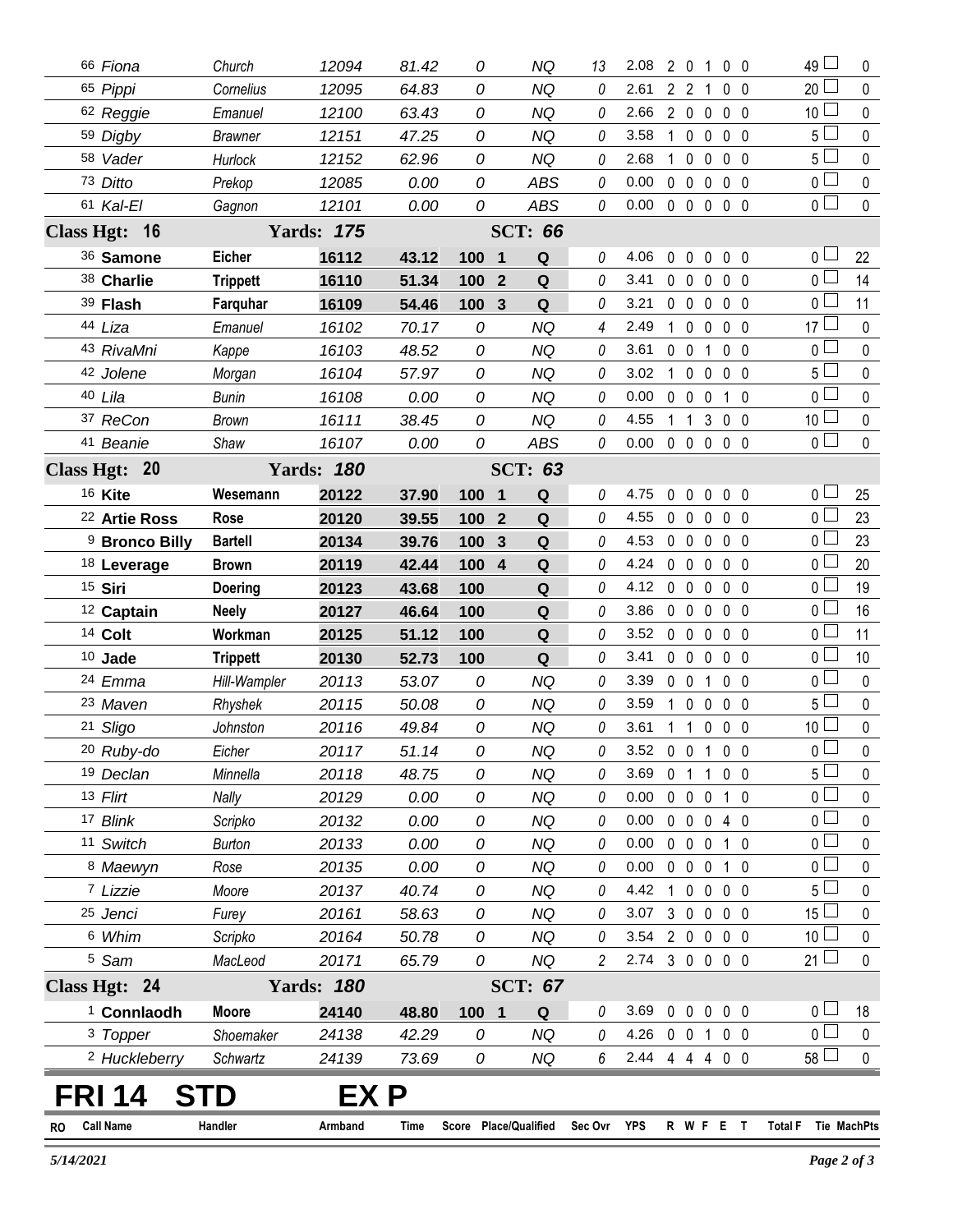| RO | Call Name | Handler | Armband | Time | Score | Place/Qualified | Sec Ovr | YPS | R | W | F | E | T | Total F | Tie | MachPts |
|---|---|---|---|---|---|---|---|---|---|---|---|---|---|---|---|---|
| 66 | *Fiona* | *Church* | *12094* | *81.42* | *0* | *NQ* | *13* | 2.08 | 2 | 0 | 1 | 0 | 0 | 49 | | 0 |
| 65 | *Pippi* | *Cornelius* | *12095* | *64.83* | *0* | *NQ* | *0* | 2.61 | 2 | 2 | 1 | 0 | 0 | 20 | | 0 |
| 62 | *Reggie* | *Emanuel* | *12100* | *63.43* | *0* | *NQ* | *0* | 2.66 | 2 | 0 | 0 | 0 | 0 | 10 | | 0 |
| 59 | *Digby* | *Brawner* | *12151* | *47.25* | *0* | *NQ* | *0* | 3.58 | 1 | 0 | 0 | 0 | 0 | 5 | | 0 |
| 58 | *Vader* | *Hurlock* | *12152* | *62.96* | *0* | *NQ* | *0* | 2.68 | 1 | 0 | 0 | 0 | 0 | 5 | | 0 |
| 73 | *Ditto* | *Prekop* | *12085* | *0.00* | *0* | *ABS* | *0* | 0.00 | 0 | 0 | 0 | 0 | 0 | 0 | | 0 |
| 61 | *Kal-El* | *Gagnon* | *12101* | *0.00* | *0* | *ABS* | *0* | 0.00 | 0 | 0 | 0 | 0 | 0 | 0 | | 0 |
| **Class Hgt: 16** | | **Yards: 175** | | | | **SCT: 66** | | | | | | | | | | |
| 36 | **Samone** | **Eicher** | **16112** | **43.12** | **100** | **1 Q** | *0* | 4.06 | 0 | 0 | 0 | 0 | 0 | 0 | | 22 |
| 38 | **Charlie** | **Trippett** | **16110** | **51.34** | **100** | **2 Q** | *0* | 3.41 | 0 | 0 | 0 | 0 | 0 | 0 | | 14 |
| 39 | **Flash** | **Farquhar** | **16109** | **54.46** | **100** | **3 Q** | *0* | 3.21 | 0 | 0 | 0 | 0 | 0 | 0 | | 11 |
| 44 | *Liza* | *Emanuel* | *16102* | *70.17* | *0* | *NQ* | *4* | 2.49 | 1 | 0 | 0 | 0 | 0 | 17 | | 0 |
| 43 | *RivaMni* | *Kappe* | *16103* | *48.52* | *0* | *NQ* | *0* | 3.61 | 0 | 0 | 1 | 0 | 0 | 0 | | 0 |
| 42 | *Jolene* | *Morgan* | *16104* | *57.97* | *0* | *NQ* | *0* | 3.02 | 1 | 0 | 0 | 0 | 0 | 5 | | 0 |
| 40 | *Lila* | *Bunin* | *16108* | *0.00* | *0* | *NQ* | *0* | 0.00 | 0 | 0 | 0 | 1 | 0 | 0 | | 0 |
| 37 | *ReCon* | *Brown* | *16111* | *38.45* | *0* | *NQ* | *0* | 4.55 | 1 | 1 | 3 | 0 | 0 | 10 | | 0 |
| 41 | *Beanie* | *Shaw* | *16107* | *0.00* | *0* | *ABS* | *0* | 0.00 | 0 | 0 | 0 | 0 | 0 | 0 | | 0 |
| **Class Hgt: 20** | | **Yards: 180** | | | | **SCT: 63** | | | | | | | | | | |
| 16 | **Kite** | **Wesemann** | **20122** | **37.90** | **100** | **1 Q** | *0* | 4.75 | 0 | 0 | 0 | 0 | 0 | 0 | | 25 |
| 22 | **Artie Ross** | **Rose** | **20120** | **39.55** | **100** | **2 Q** | *0* | 4.55 | 0 | 0 | 0 | 0 | 0 | 0 | | 23 |
| 9 | **Bronco Billy** | **Bartell** | **20134** | **39.76** | **100** | **3 Q** | *0* | 4.53 | 0 | 0 | 0 | 0 | 0 | 0 | | 23 |
| 18 | **Leverage** | **Brown** | **20119** | **42.44** | **100** | **4 Q** | *0* | 4.24 | 0 | 0 | 0 | 0 | 0 | 0 | | 20 |
| 15 | **Siri** | **Doering** | **20123** | **43.68** | **100** | **Q** | *0* | 4.12 | 0 | 0 | 0 | 0 | 0 | 0 | | 19 |
| 12 | **Captain** | **Neely** | **20127** | **46.64** | **100** | **Q** | *0* | 3.86 | 0 | 0 | 0 | 0 | 0 | 0 | | 16 |
| 14 | **Colt** | **Workman** | **20125** | **51.12** | **100** | **Q** | *0* | 3.52 | 0 | 0 | 0 | 0 | 0 | 0 | | 11 |
| 10 | **Jade** | **Trippett** | **20130** | **52.73** | **100** | **Q** | *0* | 3.41 | 0 | 0 | 0 | 0 | 0 | 0 | | 10 |
| 24 | *Emma* | *Hill-Wampler* | *20113* | *53.07* | *0* | *NQ* | *0* | 3.39 | 0 | 0 | 1 | 0 | 0 | 0 | | 0 |
| 23 | *Maven* | *Rhyshek* | *20115* | *50.08* | *0* | *NQ* | *0* | 3.59 | 1 | 0 | 0 | 0 | 0 | 5 | | 0 |
| 21 | *Sligo* | *Johnston* | *20116* | *49.84* | *0* | *NQ* | *0* | 3.61 | 1 | 1 | 0 | 0 | 0 | 10 | | 0 |
| 20 | *Ruby-do* | *Eicher* | *20117* | *51.14* | *0* | *NQ* | *0* | 3.52 | 0 | 0 | 1 | 0 | 0 | 0 | | 0 |
| 19 | *Declan* | *Minnella* | *20118* | *48.75* | *0* | *NQ* | *0* | 3.69 | 0 | 1 | 1 | 0 | 0 | 5 | | 0 |
| 13 | *Flirt* | *Nally* | *20129* | *0.00* | *0* | *NQ* | *0* | 0.00 | 0 | 0 | 0 | 1 | 0 | 0 | | 0 |
| 17 | *Blink* | *Scripko* | *20132* | *0.00* | *0* | *NQ* | *0* | 0.00 | 0 | 0 | 0 | 4 | 0 | 0 | | 0 |
| 11 | *Switch* | *Burton* | *20133* | *0.00* | *0* | *NQ* | *0* | 0.00 | 0 | 0 | 0 | 1 | 0 | 0 | | 0 |
| 8 | *Maewyn* | *Rose* | *20135* | *0.00* | *0* | *NQ* | *0* | 0.00 | 0 | 0 | 0 | 1 | 0 | 0 | | 0 |
| 7 | *Lizzie* | *Moore* | *20137* | *40.74* | *0* | *NQ* | *0* | 4.42 | 1 | 0 | 0 | 0 | 0 | 5 | | 0 |
| 25 | *Jenci* | *Furey* | *20161* | *58.63* | *0* | *NQ* | *0* | 3.07 | 3 | 0 | 0 | 0 | 0 | 15 | | 0 |
| 6 | *Whim* | *Scripko* | *20164* | *50.78* | *0* | *NQ* | *0* | 3.54 | 2 | 0 | 0 | 0 | 0 | 10 | | 0 |
| 5 | *Sam* | *MacLeod* | *20171* | *65.79* | *0* | *NQ* | *2* | 2.74 | 3 | 0 | 0 | 0 | 0 | 21 | | 0 |
| **Class Hgt: 24** | | **Yards: 180** | | | | **SCT: 67** | | | | | | | | | | |
| 1 | **Connlaodh** | **Moore** | **24140** | **48.80** | **100** | **1 Q** | *0* | 3.69 | 0 | 0 | 0 | 0 | 0 | 0 | | 18 |
| 3 | *Topper* | *Shoemaker* | *24138* | *42.29* | *0* | *NQ* | *0* | 4.26 | 0 | 0 | 1 | 0 | 0 | 0 | | 0 |
| 2 | *Huckleberry* | *Schwartz* | *24139* | *73.69* | *0* | *NQ* | *6* | 2.44 | 4 | 4 | 4 | 0 | 0 | 58 | | 0 |

# FRI 14 STD EX P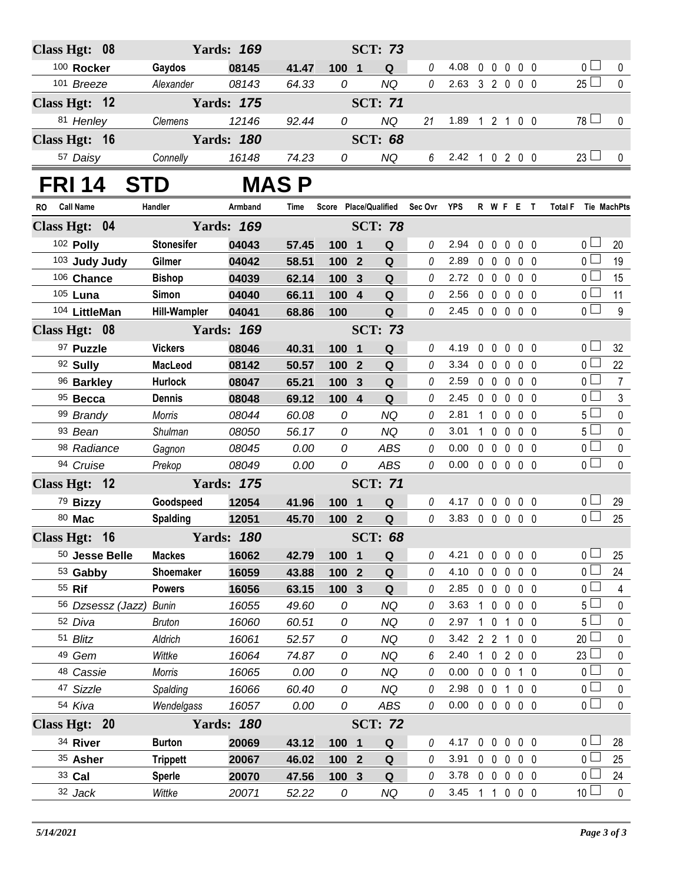| | | | | | | | | | | | | | | | | |
|---|---|---|---|---|---|---|---|---|---|---|---|---|---|---|---|---|
| **Class Hgt: 08** | | **Yards: 169** | | | | **SCT: 73** | | | | | | | | | | |
| 100 **Rocker** | **Gaydos** | **08145** | **41.47** | **100** | **1** | **Q** | 0 | 4.08 | 0 | 0 | 0 | 0 | 0 | 0 | | 0 |
| 101 *Breeze* | *Alexander* | *08143* | *64.33* | *0* | | *NQ* | 0 | 2.63 | 3 | 2 | 0 | 0 | 0 | 25 | | 0 |
| **Class Hgt: 12** | | **Yards: 175** | | | | **SCT: 71** | | | | | | | | | | |
| 81 *Henley* | *Clemens* | *12146* | *92.44* | *0* | | *NQ* | 21 | 1.89 | 1 | 2 | 1 | 0 | 0 | 78 | | 0 |
| **Class Hgt: 16** | | **Yards: 180** | | | | **SCT: 68** | | | | | | | | | | |
| 57 *Daisy* | *Connelly* | *16148* | *74.23* | *0* | | *NQ* | 6 | 2.42 | 1 | 0 | 2 | 0 | 0 | 23 | | 0 |

# FRI 14 STD MAS P

| RO Call Name | Handler | Armband | Time | Score | Place | Qualified | Sec Ovr | YPS | R | W | F | E | T | Total F | Tie | MachPts |
|---|---|---|---|---|---|---|---|---|---|---|---|---|---|---|---|---|
| **Class Hgt: 04** | | **Yards: 169** | | | | **SCT: 78** | | | | | | | | | | |
| 102 **Polly** | **Stonesifer** | **04043** | **57.45** | **100** | **1** | **Q** | 0 | 2.94 | 0 | 0 | 0 | 0 | 0 | 0 | | 20 |
| 103 **Judy Judy** | **Gilmer** | **04042** | **58.51** | **100** | **2** | **Q** | 0 | 2.89 | 0 | 0 | 0 | 0 | 0 | 0 | | 19 |
| 106 **Chance** | **Bishop** | **04039** | **62.14** | **100** | **3** | **Q** | 0 | 2.72 | 0 | 0 | 0 | 0 | 0 | 0 | | 15 |
| 105 **Luna** | **Simon** | **04040** | **66.11** | **100** | **4** | **Q** | 0 | 2.56 | 0 | 0 | 0 | 0 | 0 | 0 | | 11 |
| 104 **LittleMan** | **Hill-Wampler** | **04041** | **68.86** | **100** | | **Q** | 0 | 2.45 | 0 | 0 | 0 | 0 | 0 | 0 | | 9 |
| **Class Hgt: 08** | | **Yards: 169** | | | | **SCT: 73** | | | | | | | | | | |
| 97 **Puzzle** | **Vickers** | **08046** | **40.31** | **100** | **1** | **Q** | 0 | 4.19 | 0 | 0 | 0 | 0 | 0 | 0 | | 32 |
| 92 **Sully** | **MacLeod** | **08142** | **50.57** | **100** | **2** | **Q** | 0 | 3.34 | 0 | 0 | 0 | 0 | 0 | 0 | | 22 |
| 96 **Barkley** | **Hurlock** | **08047** | **65.21** | **100** | **3** | **Q** | 0 | 2.59 | 0 | 0 | 0 | 0 | 0 | 0 | | 7 |
| 95 **Becca** | **Dennis** | **08048** | **69.12** | **100** | **4** | **Q** | 0 | 2.45 | 0 | 0 | 0 | 0 | 0 | 0 | | 3 |
| 99 *Brandy* | *Morris* | *08044* | *60.08* | *0* | | *NQ* | 0 | 2.81 | 1 | 0 | 0 | 0 | 0 | 5 | | 0 |
| 93 *Bean* | *Shulman* | *08050* | *56.17* | *0* | | *NQ* | 0 | 3.01 | 1 | 0 | 0 | 0 | 0 | 5 | | 0 |
| 98 *Radiance* | *Gagnon* | *08045* | *0.00* | *0* | | *ABS* | 0 | 0.00 | 0 | 0 | 0 | 0 | 0 | 0 | | 0 |
| 94 *Cruise* | *Prekop* | *08049* | *0.00* | *0* | | *ABS* | 0 | 0.00 | 0 | 0 | 0 | 0 | 0 | 0 | | 0 |
| **Class Hgt: 12** | | **Yards: 175** | | | | **SCT: 71** | | | | | | | | | | |
| 79 **Bizzy** | **Goodspeed** | **12054** | **41.96** | **100** | **1** | **Q** | 0 | 4.17 | 0 | 0 | 0 | 0 | 0 | 0 | | 29 |
| 80 **Mac** | **Spalding** | **12051** | **45.70** | **100** | **2** | **Q** | 0 | 3.83 | 0 | 0 | 0 | 0 | 0 | 0 | | 25 |
| **Class Hgt: 16** | | **Yards: 180** | | | | **SCT: 68** | | | | | | | | | | |
| 50 **Jesse Belle** | **Mackes** | **16062** | **42.79** | **100** | **1** | **Q** | 0 | 4.21 | 0 | 0 | 0 | 0 | 0 | 0 | | 25 |
| 53 **Gabby** | **Shoemaker** | **16059** | **43.88** | **100** | **2** | **Q** | 0 | 4.10 | 0 | 0 | 0 | 0 | 0 | 0 | | 24 |
| 55 **Rif** | **Powers** | **16056** | **63.15** | **100** | **3** | **Q** | 0 | 2.85 | 0 | 0 | 0 | 0 | 0 | 0 | | 4 |
| 56 *Dzsessz (Jazz)* | *Bunin* | *16055* | *49.60* | *0* | | *NQ* | 0 | 3.63 | 1 | 0 | 0 | 0 | 0 | 5 | | 0 |
| 52 *Diva* | *Bruton* | *16060* | *60.51* | *0* | | *NQ* | 0 | 2.97 | 1 | 0 | 1 | 0 | 0 | 5 | | 0 |
| 51 *Blitz* | *Aldrich* | *16061* | *52.57* | *0* | | *NQ* | 0 | 3.42 | 2 | 2 | 1 | 0 | 0 | 20 | | 0 |
| 49 *Gem* | *Wittke* | *16064* | *74.87* | *0* | | *NQ* | 6 | 2.40 | 1 | 0 | 2 | 0 | 0 | 23 | | 0 |
| 48 *Cassie* | *Morris* | *16065* | *0.00* | *0* | | *NQ* | 0 | 0.00 | 0 | 0 | 0 | 1 | 0 | 0 | | 0 |
| 47 *Sizzle* | *Spalding* | *16066* | *60.40* | *0* | | *NQ* | 0 | 2.98 | 0 | 0 | 1 | 0 | 0 | 0 | | 0 |
| 54 *Kiva* | *Wendelgass* | *16057* | *0.00* | *0* | | *ABS* | 0 | 0.00 | 0 | 0 | 0 | 0 | 0 | 0 | | 0 |
| **Class Hgt: 20** | | **Yards: 180** | | | | **SCT: 72** | | | | | | | | | | |
| 34 **River** | **Burton** | **20069** | **43.12** | **100** | **1** | **Q** | 0 | 4.17 | 0 | 0 | 0 | 0 | 0 | 0 | | 28 |
| 35 **Asher** | **Trippett** | **20067** | **46.02** | **100** | **2** | **Q** | 0 | 3.91 | 0 | 0 | 0 | 0 | 0 | 0 | | 25 |
| 33 **Cal** | **Sperle** | **20070** | **47.56** | **100** | **3** | **Q** | 0 | 3.78 | 0 | 0 | 0 | 0 | 0 | 0 | | 24 |
| 32 *Jack* | *Wittke* | *20071* | *52.22* | *0* | | *NQ* | 0 | 3.45 | 1 | 1 | 0 | 0 | 0 | 10 | | 0 |

*5/14/2021*